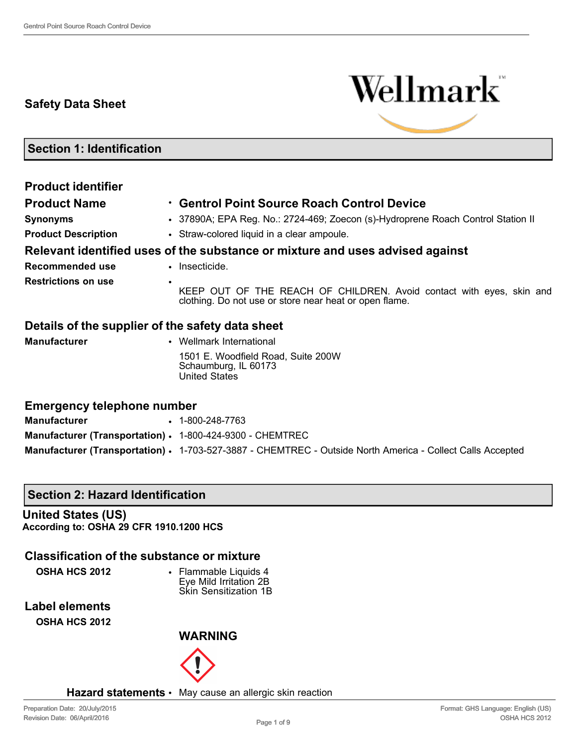# Safety Data Sheet

## Section 1: Identification

### Product identifier

| | |
|---|---|
| **Product Name** | • **Gentrol Point Source Roach Control Device** |
| **Synonyms** | • 37890A; EPA Reg. No.: 2724-469; Zoecon (s)-Hydroprene Roach Control Station II |
| **Product Description** | • Straw-colored liquid in a clear ampoule. |

### Relevant identified uses of the substance or mixture and uses advised against

| | |
|---|---|
| **Recommended use** | • Insecticide. |
| **Restrictions on use** | • KEEP OUT OF THE REACH OF CHILDREN. Avoid contact with eyes, skin and clothing. Do not use or store near heat or open flame. |

### Details of the supplier of the safety data sheet

| | |
|---|---|
| **Manufacturer** | • Wellmark International<br>1501 E. Woodfield Road, Suite 200W<br>Schaumburg, IL 60173<br>United States |

### Emergency telephone number

| | |
|---|---|
| **Manufacturer** | • 1-800-248-7763 |
| **Manufacturer (Transportation)** | • 1-800-424-9300 - CHEMTREC |
| **Manufacturer (Transportation)** | • 1-703-527-3887 - CHEMTREC - Outside North America - Collect Calls Accepted |

## Section 2: Hazard Identification

**United States (US)**
**According to: OSHA 29 CFR 1910.1200 HCS**

### Classification of the substance or mixture

| | |
|---|---|
| **OSHA HCS 2012** | • Flammable Liquids 4<br>Eye Mild Irritation 2B<br>Skin Sensitization 1B |

### Label elements

**OSHA HCS 2012**

**WARNING**

| | |
|---|---|
| **Hazard statements** | • May cause an allergic skin reaction |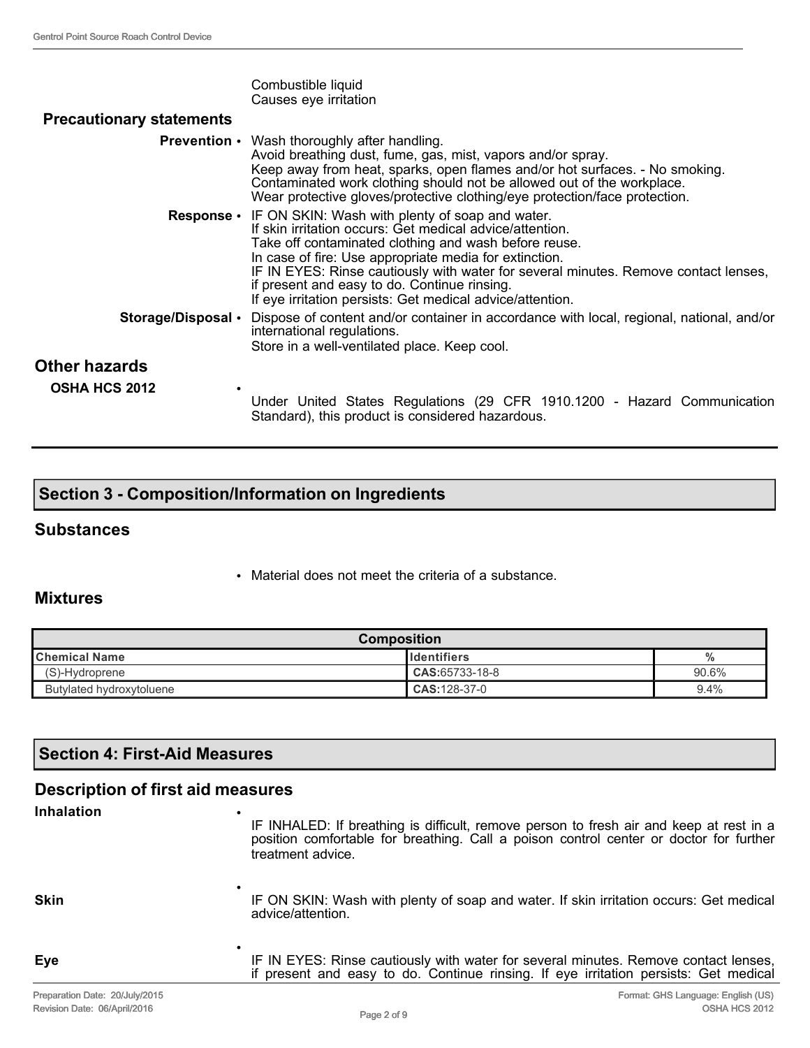Combustible liquid
Causes eye irritation

**Precautionary statements**

**Prevention**
- Wash thoroughly after handling.
  Avoid breathing dust, fume, gas, mist, vapors and/or spray.
  Keep away from heat, sparks, open flames and/or hot surfaces. - No smoking.
  Contaminated work clothing should not be allowed out of the workplace.
  Wear protective gloves/protective clothing/eye protection/face protection.

**Response**
- IF ON SKIN: Wash with plenty of soap and water.
  If skin irritation occurs: Get medical advice/attention.
  Take off contaminated clothing and wash before reuse.
  In case of fire: Use appropriate media for extinction.
  IF IN EYES: Rinse cautiously with water for several minutes. Remove contact lenses, if present and easy to do. Continue rinsing.
  If eye irritation persists: Get medical advice/attention.

**Storage/Disposal**
- Dispose of content and/or container in accordance with local, regional, national, and/or international regulations.
  Store in a well-ventilated place. Keep cool.

## Other hazards

**OSHA HCS 2012**
- Under United States Regulations (29 CFR 1910.1200 - Hazard Communication Standard), this product is considered hazardous.

## Section 3 - Composition/Information on Ingredients

### Substances

- Material does not meet the criteria of a substance.

### Mixtures

| Composition | | |
|---|---|---|
| **Chemical Name** | **Identifiers** | **%** |
| (S)-Hydroprene | **CAS:**65733-18-8 | 90.6% |
| Butylated hydroxytoluene | **CAS:**128-37-0 | 9.4% |

## Section 4: First-Aid Measures

### Description of first aid measures

**Inhalation**
- IF INHALED: If breathing is difficult, remove person to fresh air and keep at rest in a position comfortable for breathing. Call a poison control center or doctor for further treatment advice.

**Skin**
- IF ON SKIN: Wash with plenty of soap and water. If skin irritation occurs: Get medical advice/attention.

**Eye**
- IF IN EYES: Rinse cautiously with water for several minutes. Remove contact lenses, if present and easy to do. Continue rinsing. If eye irritation persists: Get medical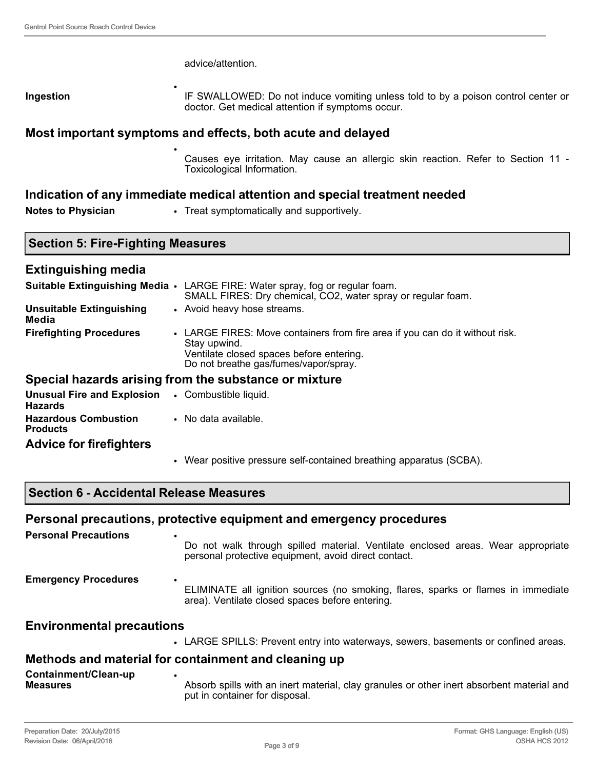advice/attention.

**Ingestion**

- IF SWALLOWED: Do not induce vomiting unless told to by a poison control center or doctor. Get medical attention if symptoms occur.

### Most important symptoms and effects, both acute and delayed

- Causes eye irritation. May cause an allergic skin reaction. Refer to Section 11 - Toxicological Information.

### Indication of any immediate medical attention and special treatment needed

**Notes to Physician**

- Treat symptomatically and supportively.

## Section 5: Fire-Fighting Measures

### Extinguishing media

**Suitable Extinguishing Media**

- LARGE FIRE: Water spray, fog or regular foam.
  SMALL FIRES: Dry chemical, $CO_2$, water spray or regular foam.

**Unsuitable Extinguishing Media**

- Avoid heavy hose streams.

**Firefighting Procedures**

- LARGE FIRES: Move containers from fire area if you can do it without risk.
  Stay upwind.
  Ventilate closed spaces before entering.
  Do not breathe gas/fumes/vapor/spray.

### Special hazards arising from the substance or mixture

**Unusual Fire and Explosion Hazards**

- Combustible liquid.

**Hazardous Combustion Products**

- No data available.

### Advice for firefighters

- Wear positive pressure self-contained breathing apparatus (SCBA).

## Section 6 - Accidental Release Measures

### Personal precautions, protective equipment and emergency procedures

**Personal Precautions**

- Do not walk through spilled material. Ventilate enclosed areas. Wear appropriate personal protective equipment, avoid direct contact.

**Emergency Procedures**

- ELIMINATE all ignition sources (no smoking, flares, sparks or flames in immediate area). Ventilate closed spaces before entering.

### Environmental precautions

- LARGE SPILLS: Prevent entry into waterways, sewers, basements or confined areas.

### Methods and material for containment and cleaning up

**Containment/Clean-up Measures**

- Absorb spills with an inert material, clay granules or other inert absorbent material and put in container for disposal.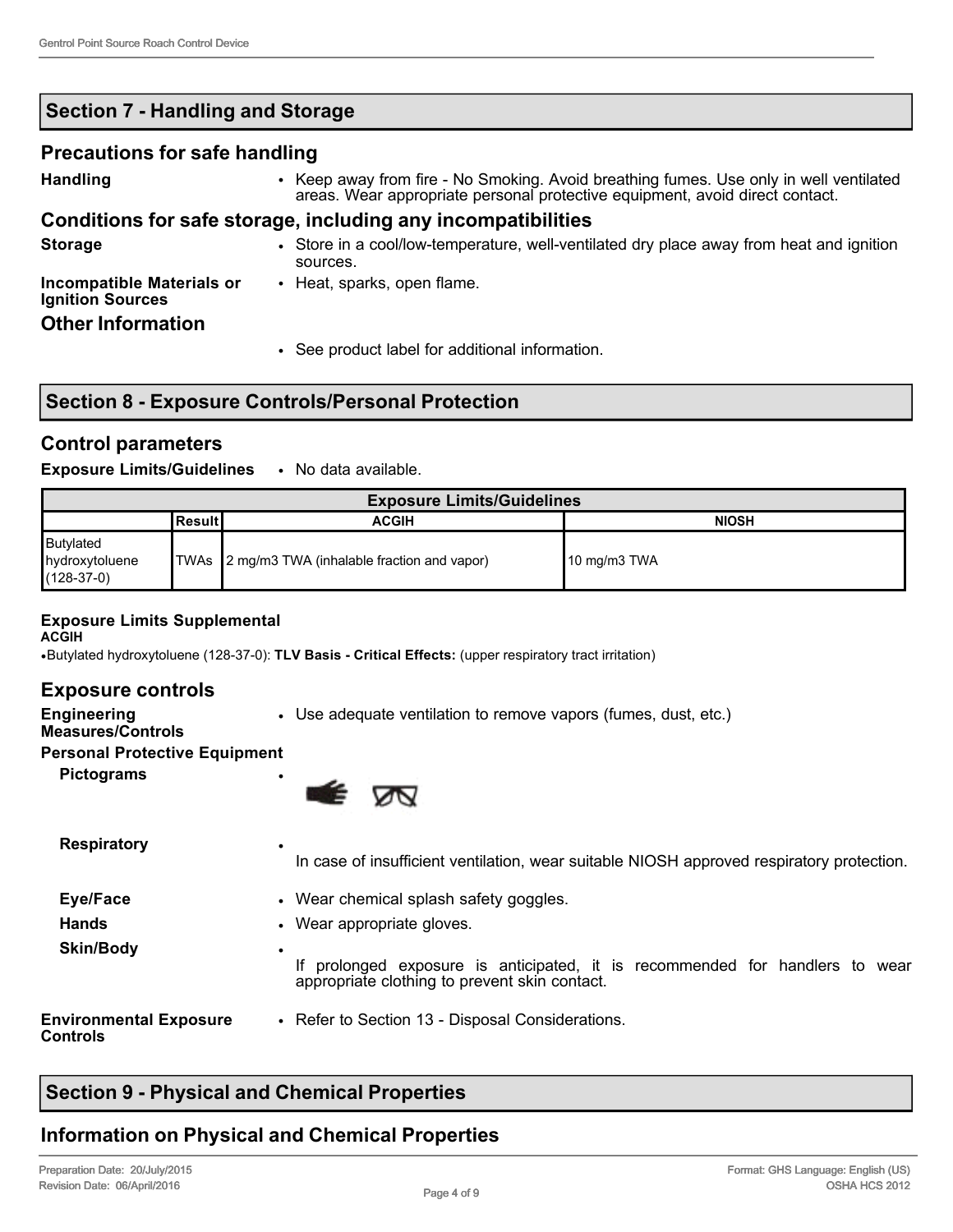## Section 7 - Handling and Storage

### Precautions for safe handling

**Handling**

- Keep away from fire - No Smoking. Avoid breathing fumes. Use only in well ventilated areas. Wear appropriate personal protective equipment, avoid direct contact.

### Conditions for safe storage, including any incompatibilities

**Storage**

- Store in a cool/low-temperature, well-ventilated dry place away from heat and ignition sources.

**Incompatible Materials or Ignition Sources**

- Heat, sparks, open flame.

### Other Information

- See product label for additional information.

## Section 8 - Exposure Controls/Personal Protection

### Control parameters

**Exposure Limits/Guidelines**

- No data available.

| Exposure Limits/Guidelines | | | |
|---|---|---|---|
| | Result | ACGIH | NIOSH |
| Butylated hydroxytoluene (128-37-0) | TWAs | 2 mg/m3 TWA (inhalable fraction and vapor) | 10 mg/m3 TWA |

**Exposure Limits Supplemental**

**ACGIH**

- Butylated hydroxytoluene (128-37-0): **TLV Basis - Critical Effects:** (upper respiratory tract irritation)

### Exposure controls

**Engineering Measures/Controls**

- Use adequate ventilation to remove vapors (fumes, dust, etc.)

**Personal Protective Equipment**

**Pictograms**

- 

**Respiratory**

- In case of insufficient ventilation, wear suitable NIOSH approved respiratory protection.

**Eye/Face**

- Wear chemical splash safety goggles.

**Hands**

- Wear appropriate gloves.

**Skin/Body**

- If prolonged exposure is anticipated, it is recommended for handlers to wear appropriate clothing to prevent skin contact.

**Environmental Exposure Controls**

- Refer to Section 13 - Disposal Considerations.

## Section 9 - Physical and Chemical Properties

### Information on Physical and Chemical Properties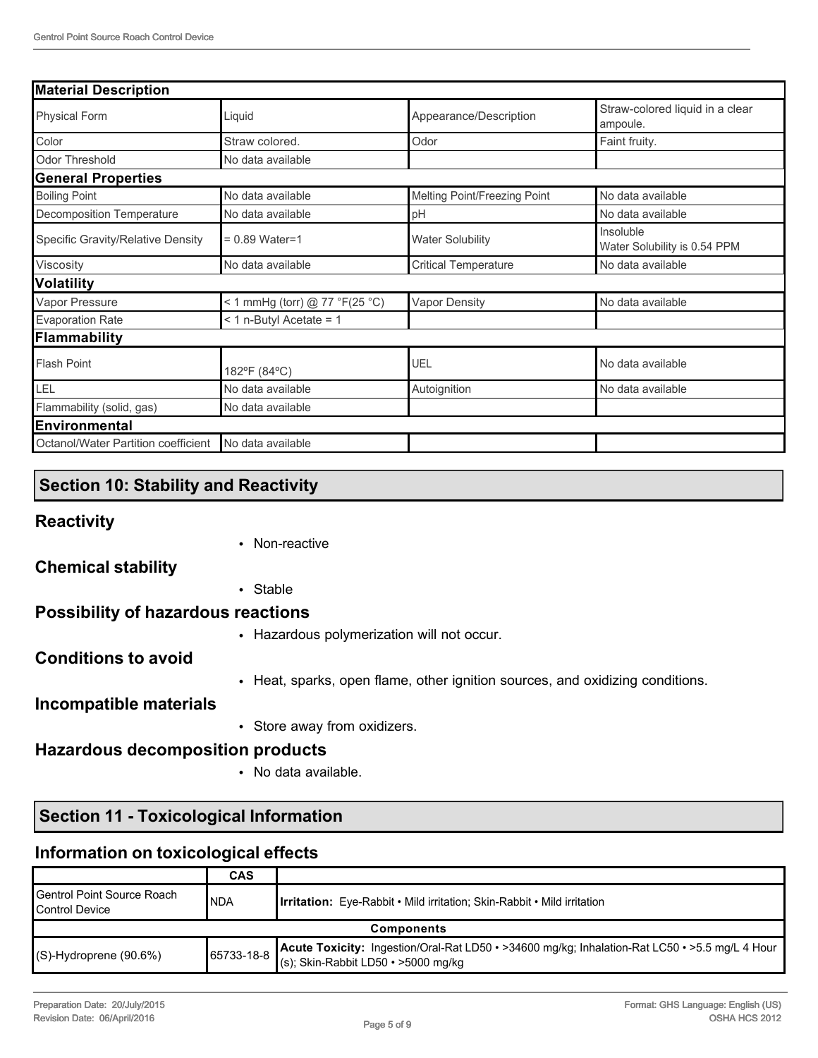| Material Description | | | |
|---|---|---|---|
| Physical Form | Liquid | Appearance/Description | Straw-colored liquid in a clear ampoule. |
| Color | Straw colored. | Odor | Faint fruity. |
| Odor Threshold | No data available | | |
| **General Properties** | | | |
| Boiling Point | No data available | Melting Point/Freezing Point | No data available |
| Decomposition Temperature | No data available | pH | No data available |
| Specific Gravity/Relative Density | = 0.89 Water=1 | Water Solubility | Insoluble Water Solubility is 0.54 PPM |
| Viscosity | No data available | Critical Temperature | No data available |
| **Volatility** | | | |
| Vapor Pressure | < 1 mmHg (torr) @ 77 °F(25 °C) | Vapor Density | No data available |
| Evaporation Rate | < 1 n-Butyl Acetate = 1 | | |
| **Flammability** | | | |
| Flash Point | 182ºF (84ºC) | UEL | No data available |
| LEL | No data available | Autoignition | No data available |
| Flammability (solid, gas) | No data available | | |
| **Environmental** | | | |
| Octanol/Water Partition coefficient | No data available | | |

## Section 10: Stability and Reactivity

### Reactivity

- Non-reactive

### Chemical stability

- Stable

### Possibility of hazardous reactions

- Hazardous polymerization will not occur.

### Conditions to avoid

- Heat, sparks, open flame, other ignition sources, and oxidizing conditions.

### Incompatible materials

- Store away from oxidizers.

### Hazardous decomposition products

- No data available.

## Section 11 - Toxicological Information

### Information on toxicological effects

| | CAS | |
|---|---|---|
| Gentrol Point Source Roach Control Device | NDA | **Irritation:** Eye-Rabbit • Mild irritation; Skin-Rabbit • Mild irritation |
| **Components** | | |
| (S)-Hydroprene (90.6%) | 65733-18-8 | **Acute Toxicity:** Ingestion/Oral-Rat LD50 • >34600 mg/kg; Inhalation-Rat LC50 • >5.5 mg/L 4 Hour (s); Skin-Rabbit LD50 • >5000 mg/kg |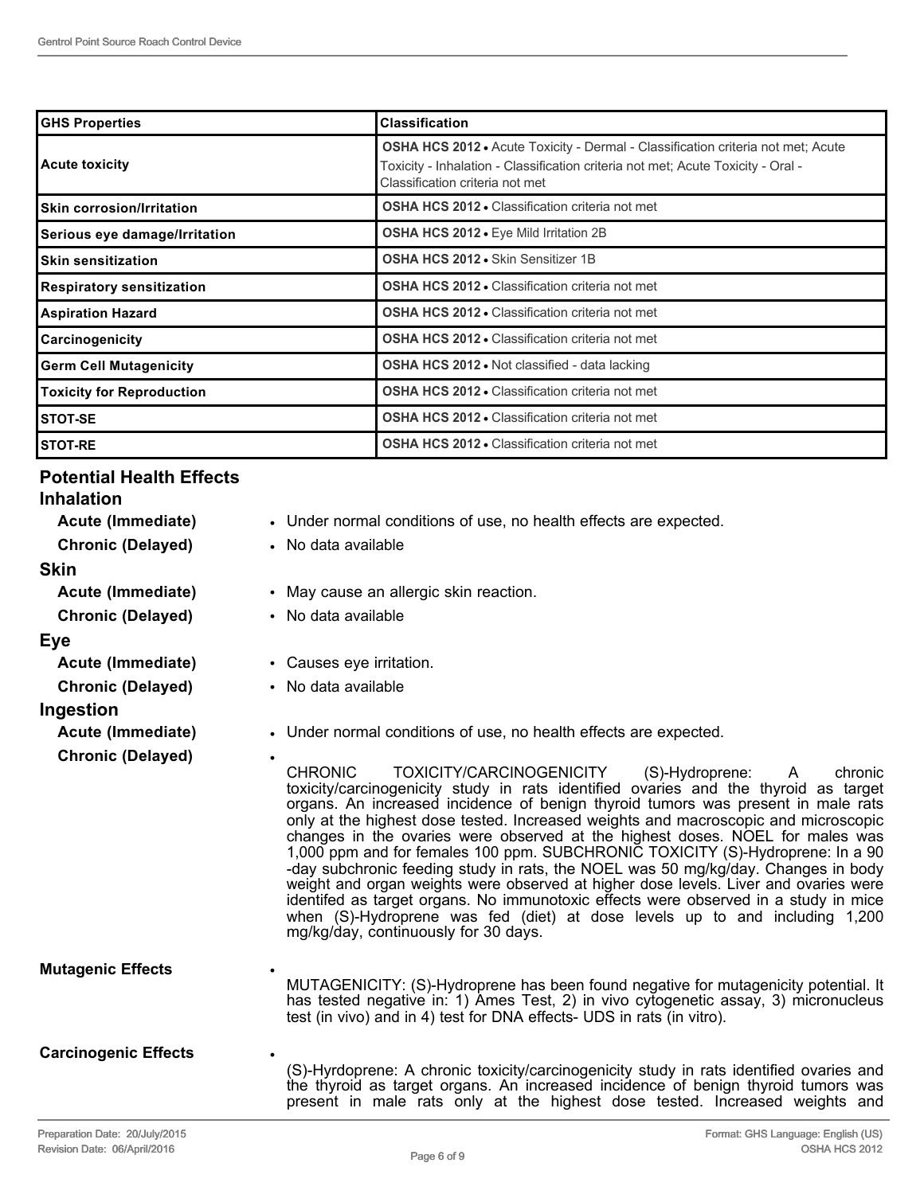| GHS Properties | Classification |
| --- | --- |
| Acute toxicity | **OSHA HCS 2012** • Acute Toxicity - Dermal - Classification criteria not met; Acute Toxicity - Inhalation - Classification criteria not met; Acute Toxicity - Oral - Classification criteria not met |
| Skin corrosion/Irritation | **OSHA HCS 2012** • Classification criteria not met |
| Serious eye damage/Irritation | **OSHA HCS 2012** • Eye Mild Irritation 2B |
| Skin sensitization | **OSHA HCS 2012** • Skin Sensitizer 1B |
| Respiratory sensitization | **OSHA HCS 2012** • Classification criteria not met |
| Aspiration Hazard | **OSHA HCS 2012** • Classification criteria not met |
| Carcinogenicity | **OSHA HCS 2012** • Classification criteria not met |
| Germ Cell Mutagenicity | **OSHA HCS 2012** • Not classified - data lacking |
| Toxicity for Reproduction | **OSHA HCS 2012** • Classification criteria not met |
| STOT-SE | **OSHA HCS 2012** • Classification criteria not met |
| STOT-RE | **OSHA HCS 2012** • Classification criteria not met |

## Potential Health Effects

### Inhalation

**Acute (Immediate)**
- Under normal conditions of use, no health effects are expected.

**Chronic (Delayed)**
- No data available

### Skin

**Acute (Immediate)**
- May cause an allergic skin reaction.

**Chronic (Delayed)**
- No data available

### Eye

**Acute (Immediate)**
- Causes eye irritation.

**Chronic (Delayed)**
- No data available

### Ingestion

**Acute (Immediate)**
- Under normal conditions of use, no health effects are expected.

**Chronic (Delayed)**
- CHRONIC TOXICITY/CARCINOGENICITY (S)-Hydroprene: A chronic toxicity/carcinogenicity study in rats identified ovaries and the thyroid as target organs. An increased incidence of benign thyroid tumors was present in male rats only at the highest dose tested. Increased weights and macroscopic and microscopic changes in the ovaries were observed at the highest doses. NOEL for males was 1,000 ppm and for females 100 ppm. SUBCHRONIC TOXICITY (S)-Hydroprene: In a 90 -day subchronic feeding study in rats, the NOEL was 50 mg/kg/day. Changes in body weight and organ weights were observed at higher dose levels. Liver and ovaries were identifed as target organs. No immunotoxic effects were observed in a study in mice when (S)-Hydroprene was fed (diet) at dose levels up to and including 1,200 mg/kg/day, continuously for 30 days.

**Mutagenic Effects**
- MUTAGENICITY: (S)-Hydroprene has been found negative for mutagenicity potential. It has tested negative in: 1) Ames Test, 2) in vivo cytogenetic assay, 3) micronucleus test (in vivo) and in 4) test for DNA effects- UDS in rats (in vitro).

**Carcinogenic Effects**
- (S)-Hyrdoprene: A chronic toxicity/carcinogenicity study in rats identified ovaries and the thyroid as target organs. An increased incidence of benign thyroid tumors was present in male rats only at the highest dose tested. Increased weights and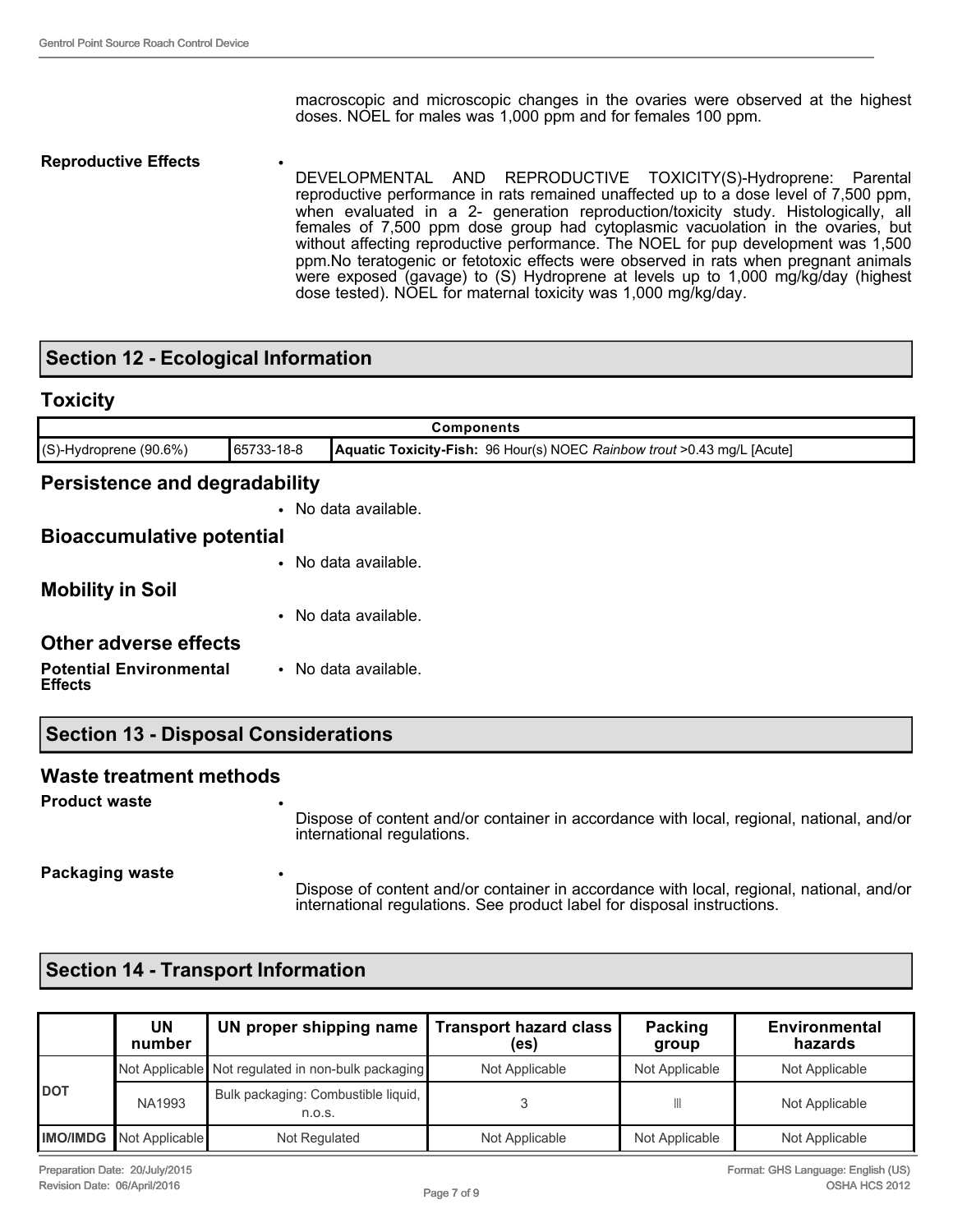macroscopic and microscopic changes in the ovaries were observed at the highest doses. NOEL for males was 1,000 ppm and for females 100 ppm.

**Reproductive Effects**

- DEVELOPMENTAL AND REPRODUCTIVE TOXICITY(S)-Hydroprene: Parental reproductive performance in rats remained unaffected up to a dose level of 7,500 ppm, when evaluated in a 2- generation reproduction/toxicity study. Histologically, all females of 7,500 ppm dose group had cytoplasmic vacuolation in the ovaries, but without affecting reproductive performance. The NOEL for pup development was 1,500 ppm.No teratogenic or fetotoxic effects were observed in rats when pregnant animals were exposed (gavage) to (S) Hydroprene at levels up to 1,000 mg/kg/day (highest dose tested). NOEL for maternal toxicity was 1,000 mg/kg/day.

## Section 12 - Ecological Information

### Toxicity

| Components | | |
|---|---|---|
| (S)-Hydroprene (90.6%) | 65733-18-8 | **Aquatic Toxicity-Fish:** 96 Hour(s) NOEC *Rainbow trout* >0.43 mg/L [Acute] |

### Persistence and degradability

- No data available.

### Bioaccumulative potential

- No data available.

### Mobility in Soil

- No data available.

### Other adverse effects

**Potential Environmental Effects**

- No data available.

## Section 13 - Disposal Considerations

### Waste treatment methods

**Product waste**

- Dispose of content and/or container in accordance with local, regional, national, and/or international regulations.

**Packaging waste**

- Dispose of content and/or container in accordance with local, regional, national, and/or international regulations. See product label for disposal instructions.

## Section 14 - Transport Information

| | UN number | UN proper shipping name | Transport hazard class (es) | Packing group | Environmental hazards |
|---|---|---|---|---|---|
| DOT | Not Applicable | Not regulated in non-bulk packaging | Not Applicable | Not Applicable | Not Applicable |
| | NA1993 | Bulk packaging: Combustible liquid, n.o.s. | 3 | III | Not Applicable |
| IMO/IMDG | Not Applicable | Not Regulated | Not Applicable | Not Applicable | Not Applicable |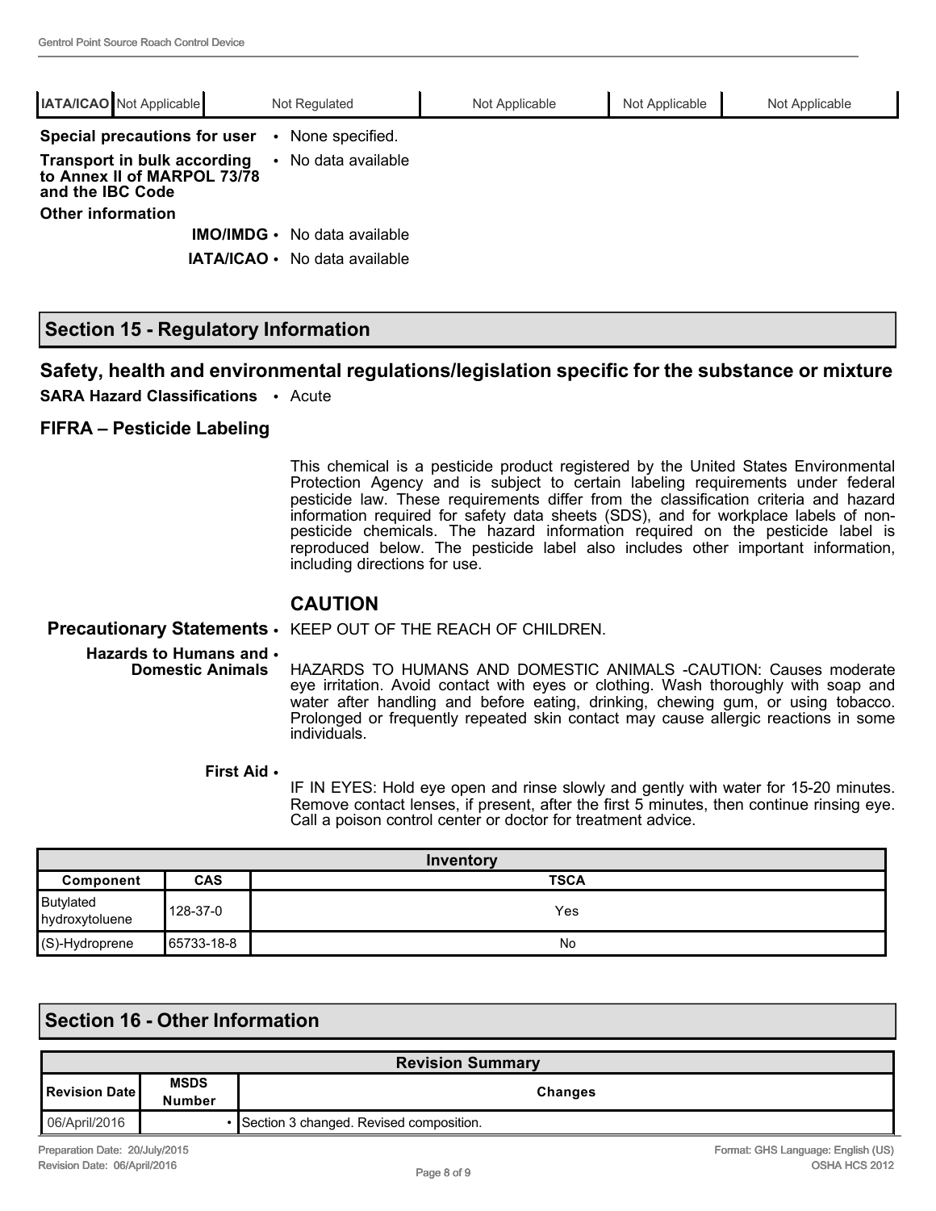| IATA/ICAO | Not Applicable | Not Regulated | Not Applicable | Not Applicable | Not Applicable |
|---|---|---|---|---|---|

**Special precautions for user** • None specified.

**Transport in bulk according to Annex II of MARPOL 73/78 and the IBC Code** • No data available

**Other information**

**IMO/IMDG** • No data available

**IATA/ICAO** • No data available

## Section 15 - Regulatory Information

### Safety, health and environmental regulations/legislation specific for the substance or mixture

**SARA Hazard Classifications** • Acute

### FIFRA – Pesticide Labeling

This chemical is a pesticide product registered by the United States Environmental Protection Agency and is subject to certain labeling requirements under federal pesticide law. These requirements differ from the classification criteria and hazard information required for safety data sheets (SDS), and for workplace labels of non-pesticide chemicals. The hazard information required on the pesticide label is reproduced below. The pesticide label also includes other important information, including directions for use.

### CAUTION

**Precautionary Statements** • KEEP OUT OF THE REACH OF CHILDREN.

**Hazards to Humans and Domestic Animals** • HAZARDS TO HUMANS AND DOMESTIC ANIMALS -CAUTION: Causes moderate eye irritation. Avoid contact with eyes or clothing. Wash thoroughly with soap and water after handling and before eating, drinking, chewing gum, or using tobacco. Prolonged or frequently repeated skin contact may cause allergic reactions in some individuals.

**First Aid** • IF IN EYES: Hold eye open and rinse slowly and gently with water for 15-20 minutes. Remove contact lenses, if present, after the first 5 minutes, then continue rinsing eye. Call a poison control center or doctor for treatment advice.

| Inventory | | |
|---|---|---|
| **Component** | **CAS** | **TSCA** |
| Butylated hydroxytoluene | 128-37-0 | Yes |
| (S)-Hydroprene | 65733-18-8 | No |

## Section 16 - Other Information

| Revision Summary | | |
|---|---|---|
| **Revision Date** | **MSDS Number** | **Changes** |
| 06/April/2016 | | • Section 3 changed. Revised composition. |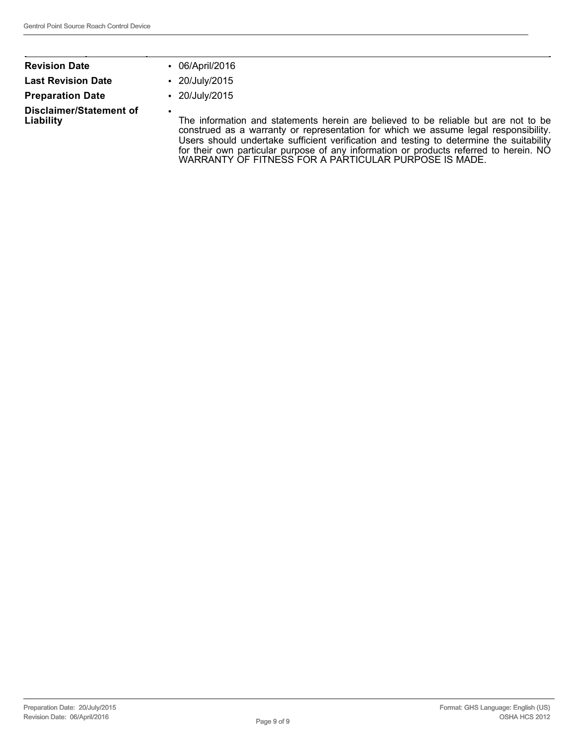**Revision Date**
- 06/April/2016

**Last Revision Date**
- 20/July/2015

**Preparation Date**
- 20/July/2015

**Disclaimer/Statement of Liability**
- The information and statements herein are believed to be reliable but are not to be construed as a warranty or representation for which we assume legal responsibility. Users should undertake sufficient verification and testing to determine the suitability for their own particular purpose of any information or products referred to herein. NO WARRANTY OF FITNESS FOR A PARTICULAR PURPOSE IS MADE.